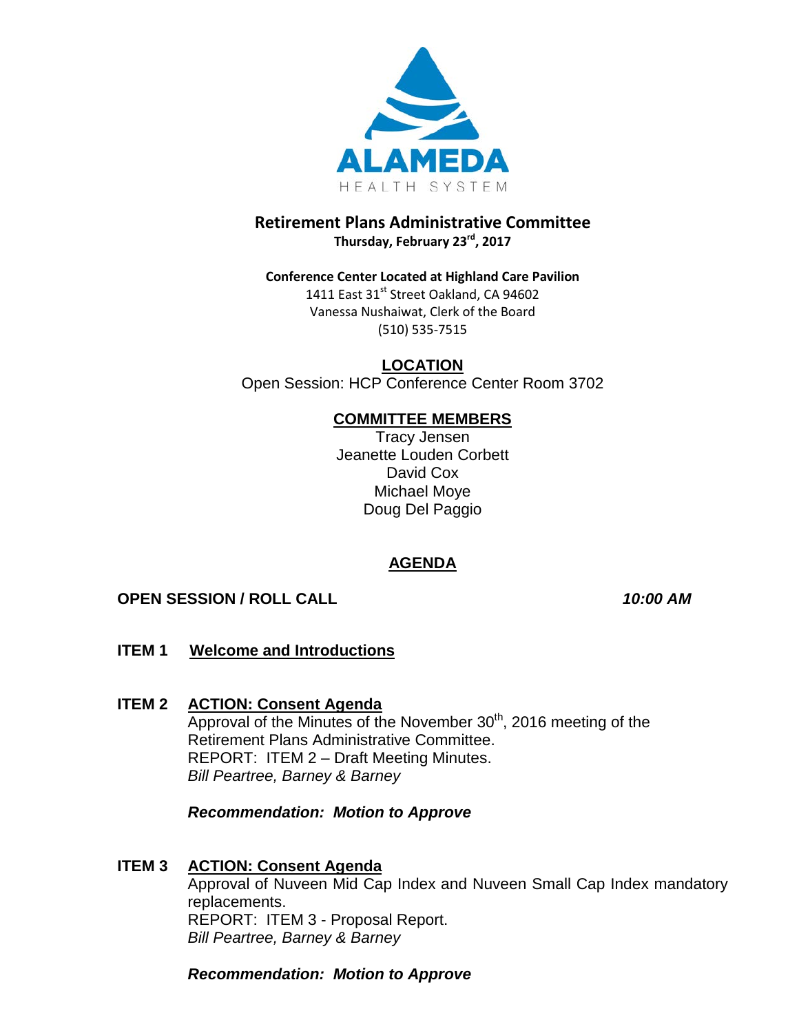ALAMEDA
HEALTH SYSTEM

# Retirement Plans Administrative Committee

**Thursday, February 23rd, 2017**

**Conference Center Located at Highland Care Pavilion**
1411 East 31st Street Oakland, CA 94602
Vanessa Nushaiwat, Clerk of the Board
(510) 535-7515

## LOCATION

Open Session: HCP Conference Center Room 3702

## COMMITTEE MEMBERS

Tracy Jensen
Jeanette Louden Corbett
David Cox
Michael Moye
Doug Del Paggio

## AGENDA

**OPEN SESSION / ROLL CALL** *10:00 AM*

**ITEM 1 Welcome and Introductions**

**ITEM 2 ACTION: Consent Agenda**

Approval of the Minutes of the November 30th, 2016 meeting of the Retirement Plans Administrative Committee.
REPORT: ITEM 2 – Draft Meeting Minutes.
*Bill Peartree, Barney & Barney*

***Recommendation: Motion to Approve***

**ITEM 3 ACTION: Consent Agenda**

Approval of Nuveen Mid Cap Index and Nuveen Small Cap Index mandatory replacements.
REPORT: ITEM 3 - Proposal Report.
*Bill Peartree, Barney & Barney*

***Recommendation: Motion to Approve***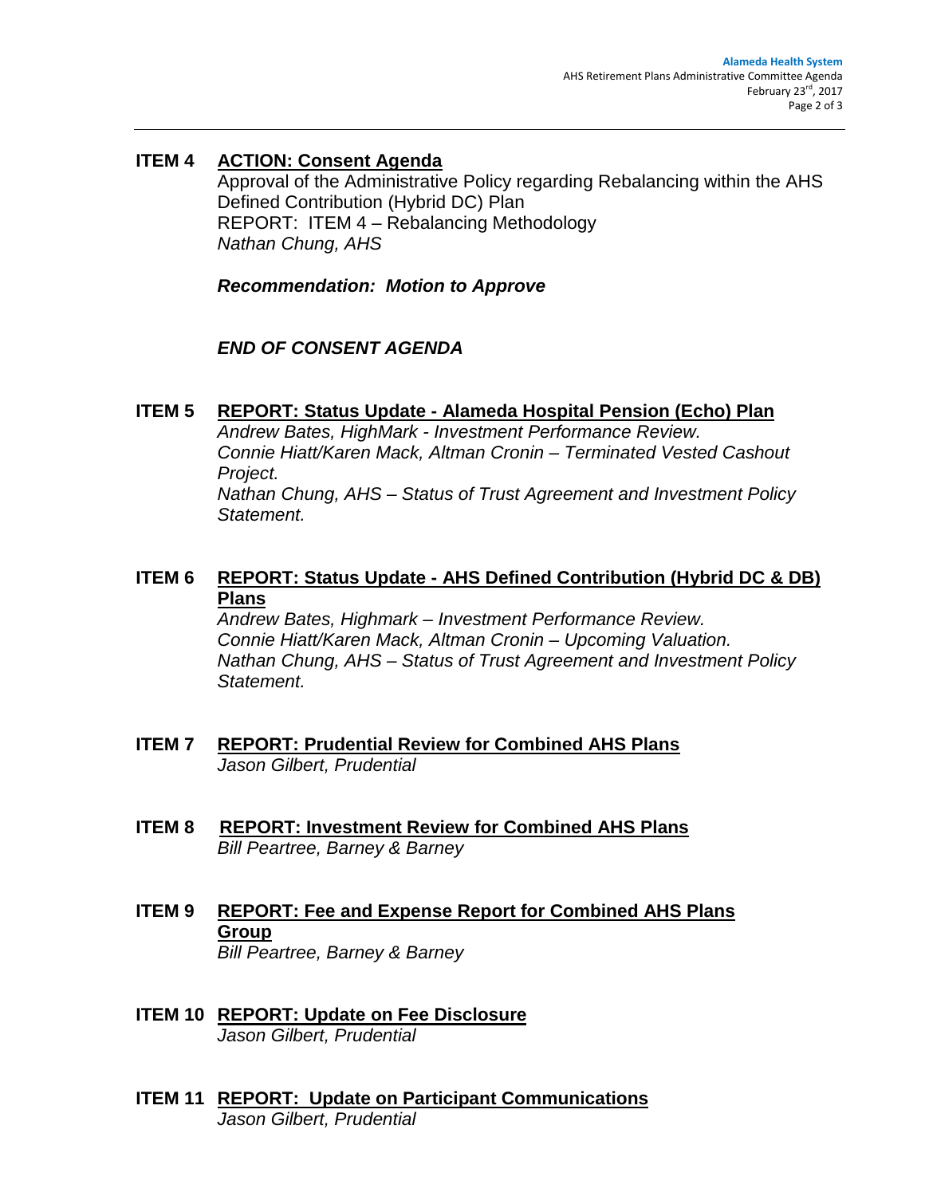**ITEM 4 <u>ACTION: Consent Agenda</u>**

Approval of the Administrative Policy regarding Rebalancing within the AHS Defined Contribution (Hybrid DC) Plan

REPORT: ITEM 4 – Rebalancing Methodology

*Nathan Chung, AHS*

***Recommendation: Motion to Approve***

***END OF CONSENT AGENDA***

**ITEM 5 <u>REPORT: Status Update - Alameda Hospital Pension (Echo) Plan</u>**

*Andrew Bates, HighMark - Investment Performance Review.*

*Connie Hiatt/Karen Mack, Altman Cronin – Terminated Vested Cashout Project.*

*Nathan Chung, AHS – Status of Trust Agreement and Investment Policy Statement.*

**ITEM 6 <u>REPORT: Status Update - AHS Defined Contribution (Hybrid DC & DB) Plans</u>**

*Andrew Bates, Highmark – Investment Performance Review.*

*Connie Hiatt/Karen Mack, Altman Cronin – Upcoming Valuation.*

*Nathan Chung, AHS – Status of Trust Agreement and Investment Policy Statement.*

**ITEM 7 <u>REPORT: Prudential Review for Combined AHS Plans</u>**

*Jason Gilbert, Prudential*

**ITEM 8 <u>REPORT: Investment Review for Combined AHS Plans</u>**

*Bill Peartree, Barney & Barney*

**ITEM 9 <u>REPORT: Fee and Expense Report for Combined AHS Plans Group</u>**

*Bill Peartree, Barney & Barney*

**ITEM 10 <u>REPORT: Update on Fee Disclosure</u>**

*Jason Gilbert, Prudential*

**ITEM 11 <u>REPORT: Update on Participant Communications</u>**

*Jason Gilbert, Prudential*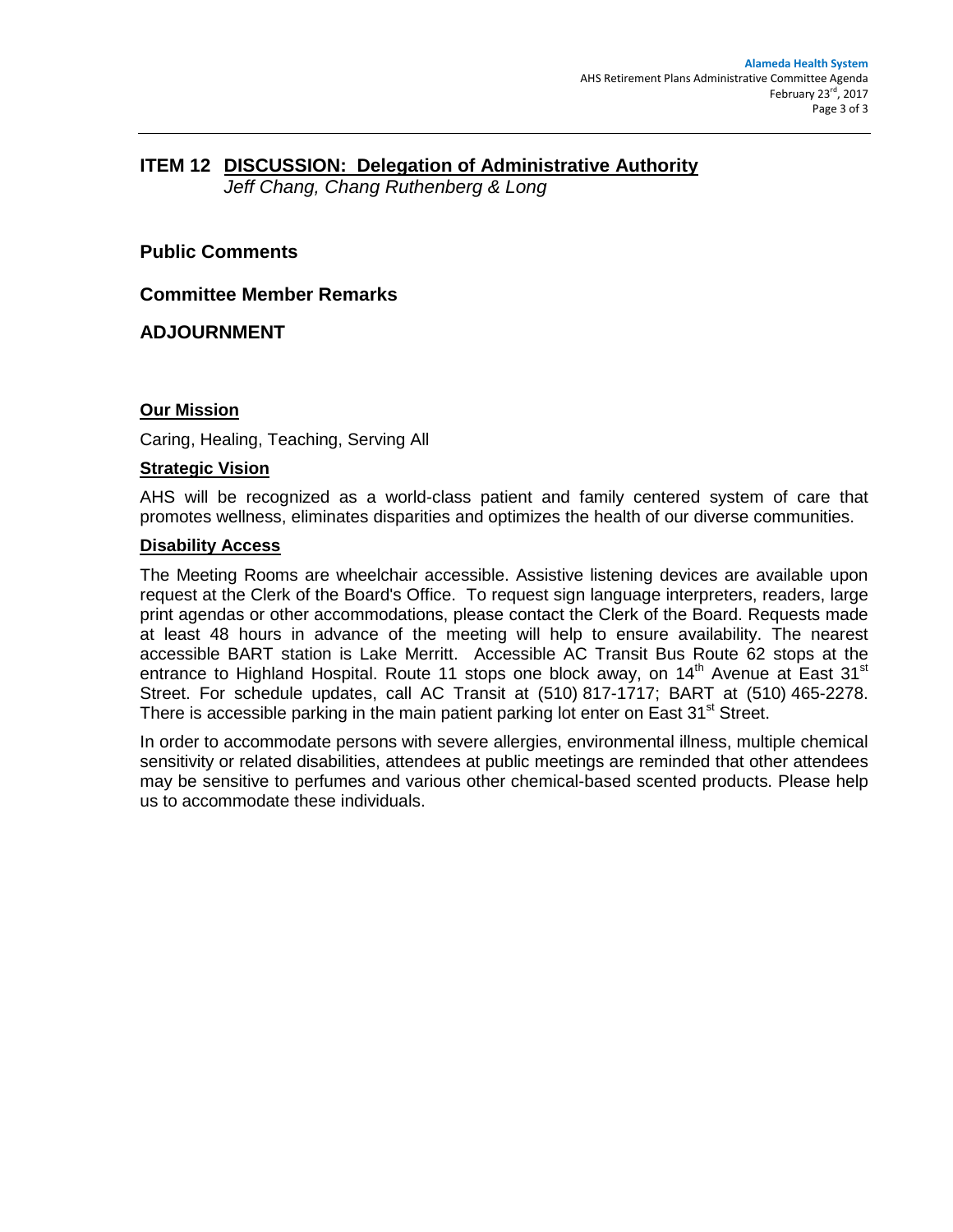## ITEM 12 DISCUSSION: Delegation of Administrative Authority

*Jeff Chang, Chang Ruthenberg & Long*

## Public Comments

## Committee Member Remarks

## ADJOURNMENT

**Our Mission**

Caring, Healing, Teaching, Serving All

**Strategic Vision**

AHS will be recognized as a world-class patient and family centered system of care that promotes wellness, eliminates disparities and optimizes the health of our diverse communities.

**Disability Access**

The Meeting Rooms are wheelchair accessible. Assistive listening devices are available upon request at the Clerk of the Board's Office. To request sign language interpreters, readers, large print agendas or other accommodations, please contact the Clerk of the Board. Requests made at least 48 hours in advance of the meeting will help to ensure availability. The nearest accessible BART station is Lake Merritt. Accessible AC Transit Bus Route 62 stops at the entrance to Highland Hospital. Route 11 stops one block away, on 14th Avenue at East 31st Street. For schedule updates, call AC Transit at (510) 817-1717; BART at (510) 465-2278. There is accessible parking in the main patient parking lot enter on East 31st Street.

In order to accommodate persons with severe allergies, environmental illness, multiple chemical sensitivity or related disabilities, attendees at public meetings are reminded that other attendees may be sensitive to perfumes and various other chemical-based scented products. Please help us to accommodate these individuals.